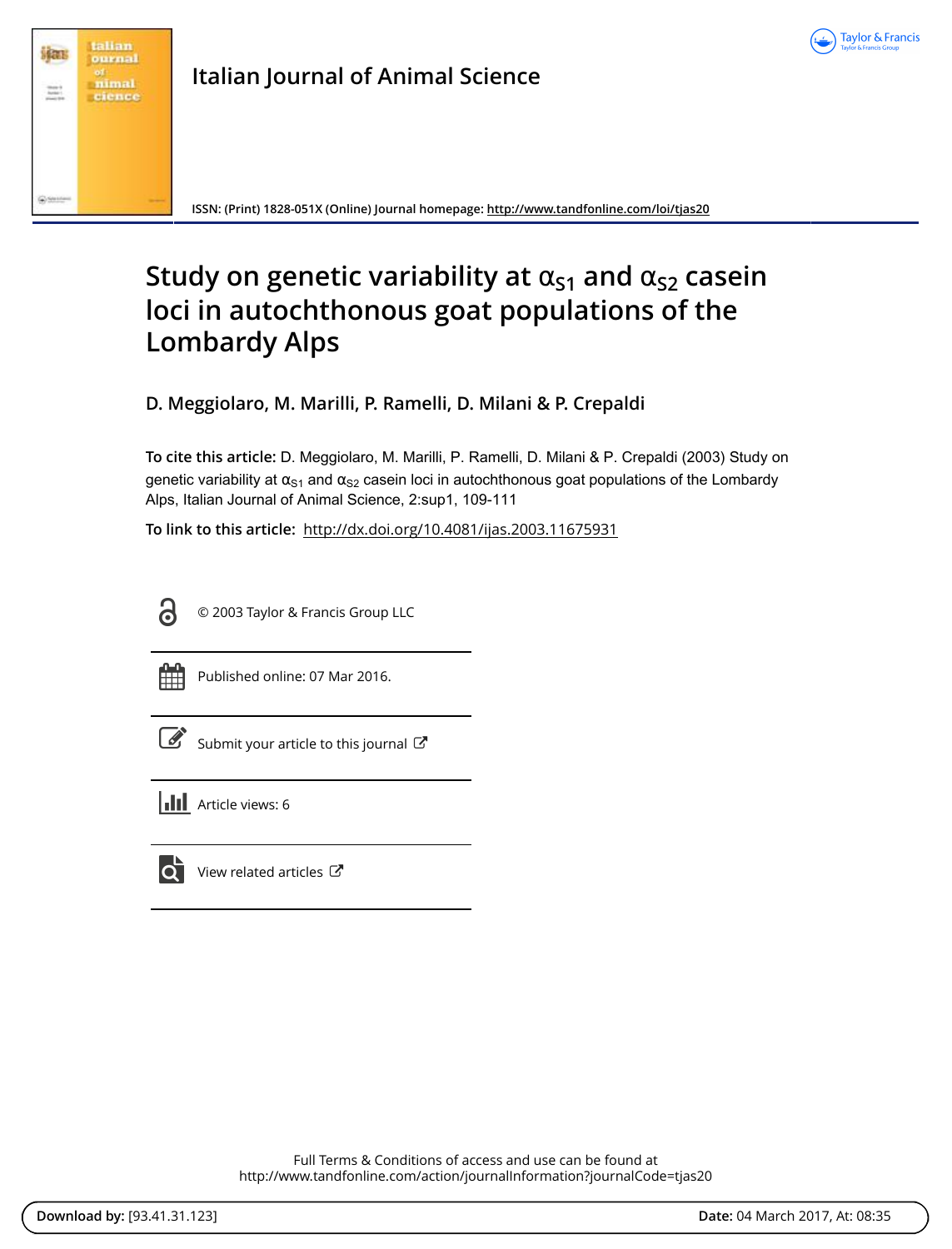# Italian Journal of Animal Science

ISSN: (Print) 1828-051X (Online) Journal homepage: http://www.tandfonline.com/loi/tjas20

# Study on genetic variability at $\alpha_{S1}$ and $\alpha_{S2}$ casein loci in autochthonous goat populations of the Lombardy Alps

**D. Meggiolaro, M. Marilli, P. Ramelli, D. Milani & P. Crepaldi**

**To cite this article:** D. Meggiolaro, M. Marilli, P. Ramelli, D. Milani & P. Crepaldi (2003) Study on genetic variability at $\alpha_{S1}$ and $\alpha_{S2}$ casein loci in autochthonous goat populations of the Lombardy Alps, Italian Journal of Animal Science, 2:sup1, 109-111

**To link to this article:** http://dx.doi.org/10.4081/ijas.2003.11675931

© 2003 Taylor & Francis Group LLC

Published online: 07 Mar 2016.

Submit your article to this journal

Article views: 6

View related articles

Full Terms & Conditions of access and use can be found at
http://www.tandfonline.com/action/journalInformation?journalCode=tjas20

**Download by:** [93.41.31.123] **Date:** 04 March 2017, At: 08:35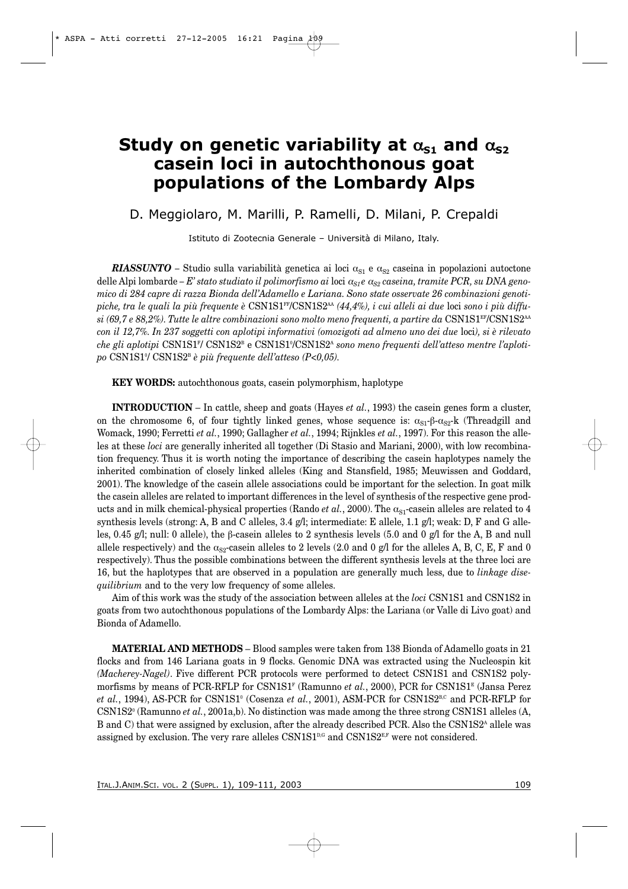# Study on genetic variability at $\alpha_{S1}$ and $\alpha_{S2}$ casein loci in autochthonous goat populations of the Lombardy Alps

D. Meggiolaro, M. Marilli, P. Ramelli, D. Milani, P. Crepaldi

Istituto di Zootecnia Generale – Università di Milano, Italy.

***RIASSUNTO*** – Studio sulla variabilità genetica ai loci $\alpha_{S1}$ e $\alpha_{S2}$ caseina in popolazioni autoctone delle Alpi lombarde – *E' stato studiato il polimorfismo ai* loci *$\alpha_{S1}$ e $\alpha_{S2}$ caseina, tramite PCR, su DNA genomico di 284 capre di razza Bionda dell'Adamello e Lariana. Sono state osservate 26 combinazioni genotipiche, tra le quali la più frequente è* CSN1S1$^{FF}$/CSN1S2$^{AA}$ *(44,4%), i cui alleli ai due* loci *sono i più diffusi (69,7 e 88,2%). Tutte le altre combinazioni sono molto meno frequenti, a partire da* CSN1S1$^{EF}$/CSN1S2$^{AA}$ *con il 12,7%. In 237 soggetti con aplotipi informativi (omozigoti ad almeno uno dei due* loci*), si è rilevato che gli aplotipi* CSN1S1$^{F}$/ CSN1S2$^{B}$ e CSN1S1$^{0}$/CSN1S2$^{A}$ *sono meno frequenti dell'atteso mentre l'aplotipo* CSN1S1$^{0}$/ CSN1S2$^{B}$ *è più frequente dell'atteso (P<0,05).*

**KEY WORDS:** autochthonous goats, casein polymorphism, haplotype

**INTRODUCTION** – In cattle, sheep and goats (Hayes *et al.*, 1993) the casein genes form a cluster, on the chromosome 6, of four tightly linked genes, whose sequence is: $\alpha_{S1}$-β-$\alpha_{S2}$-k (Threadgill and Womack, 1990; Ferretti *et al.*, 1990; Gallagher *et al.*, 1994; Rijnkles *et al.*, 1997). For this reason the alleles at these *loci* are generally inherited all together (Di Stasio and Mariani, 2000), with low recombination frequency. Thus it is worth noting the importance of describing the casein haplotypes namely the inherited combination of closely linked alleles (King and Stansfield, 1985; Meuwissen and Goddard, 2001). The knowledge of the casein allele associations could be important for the selection. In goat milk the casein alleles are related to important differences in the level of synthesis of the respective gene products and in milk chemical-physical properties (Rando *et al.*, 2000). The $\alpha_{S1}$-casein alleles are related to 4 synthesis levels (strong: A, B and C alleles, 3.4 g/l; intermediate: E allele, 1.1 g/l; weak: D, F and G alleles, 0.45 g/l; null: 0 allele), the β-casein alleles to 2 synthesis levels (5.0 and 0 g/l for the A, B and null allele respectively) and the $\alpha_{S2}$-casein alleles to 2 levels (2.0 and 0 g/l for the alleles A, B, C, E, F and 0 respectively). Thus the possible combinations between the different synthesis levels at the three loci are 16, but the haplotypes that are observed in a population are generally much less, due to *linkage disequilibrium* and to the very low frequency of some alleles.

Aim of this work was the study of the association between alleles at the *loci* CSN1S1 and CSN1S2 in goats from two autochthonous populations of the Lombardy Alps: the Lariana (or Valle di Livo goat) and Bionda of Adamello.

**MATERIAL AND METHODS** – Blood samples were taken from 138 Bionda of Adamello goats in 21 flocks and from 146 Lariana goats in 9 flocks. Genomic DNA was extracted using the Nucleospin kit *(Macherey-Nagel)*. Five different PCR protocols were performed to detect CSN1S1 and CSN1S2 polymorphisms by means of PCR-RFLP for CSN1S1$^{F}$ (Ramunno *et al.*, 2000), PCR for CSN1S1$^{E}$ (Jansa Perez *et al.*, 1994), AS-PCR for CSN1S1$^{0}$ (Cosenza *et al.*, 2001), ASM-PCR for CSN1S2$^{B,C}$ and PCR-RFLP for CSN1S2$^{0}$ (Ramunno *et al.*, 2001a,b). No distinction was made among the three strong CSN1S1 alleles (A, B and C) that were assigned by exclusion, after the already described PCR. Also the CSN1S2$^{A}$ allele was assigned by exclusion. The very rare alleles CSN1S1$^{D,G}$ and CSN1S2$^{E,F}$ were not considered.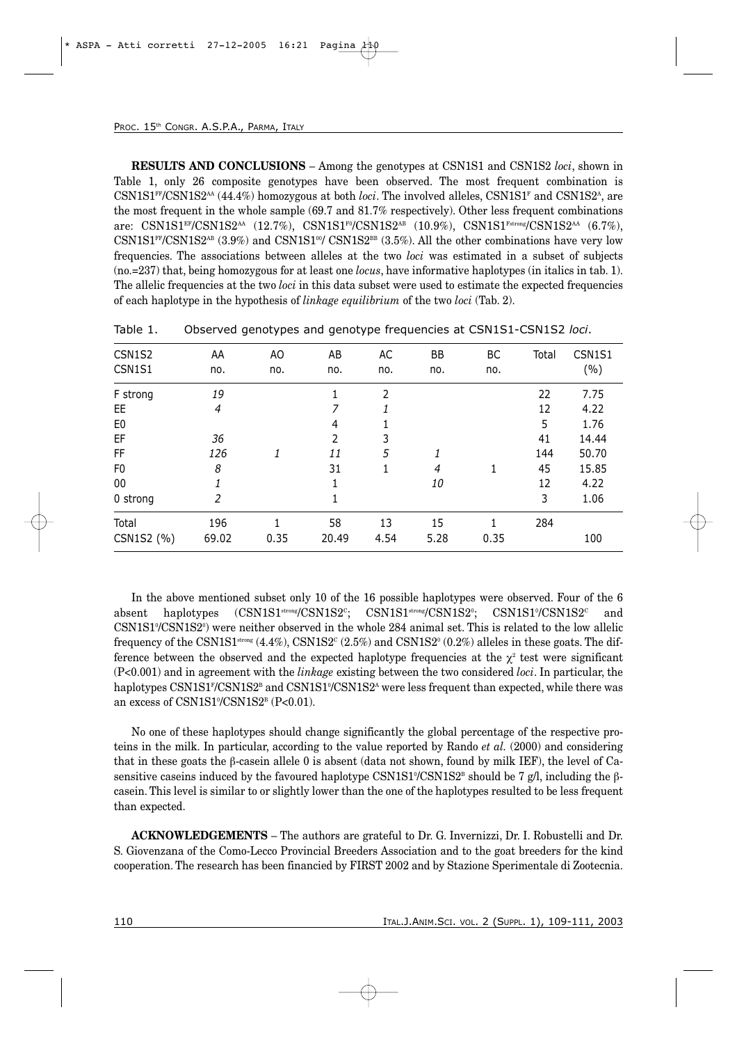**RESULTS AND CONCLUSIONS** – Among the genotypes at CSN1S1 and CSN1S2 *loci*, shown in Table 1, only 26 composite genotypes have been observed. The most frequent combination is $CSN1S1^{FF}/CSN1S2^{AA}$ (44.4%) homozygous at both *loci*. The involved alleles, $CSN1S1^{F}$ and $CSN1S2^{A}$, are the most frequent in the whole sample (69.7 and 81.7% respectively). Other less frequent combinations are: $CSN1S1^{EF}/CSN1S2^{AA}$ (12.7%), $CSN1S1^{F0}/CSN1S2^{AB}$ (10.9%), $CSN1S1^{Fstrong}/CSN1S2^{AA}$ (6.7%), $CSN1S1^{FF}/CSN1S2^{AB}$ (3.9%) and $CSN1S1^{00}/CSN1S2^{BB}$ (3.5%). All the other combinations have very low frequencies. The associations between alleles at the two *loci* was estimated in a subset of subjects (no.=237) that, being homozygous for at least one *locus*, have informative haplotypes (in italics in tab. 1). The allelic frequencies at the two *loci* in this data subset were used to estimate the expected frequencies of each haplotype in the hypothesis of *linkage equilibrium* of the two *loci* (Tab. 2).

Table 1. Observed genotypes and genotype frequencies at CSN1S1-CSN1S2 *loci*.

| CSN1S2<br>CSN1S1 | AA<br>no. | AO<br>no. | AB<br>no. | AC<br>no. | BB<br>no. | BC<br>no. | Total | CSN1S1<br>(%) |
|---|---|---|---|---|---|---|---|---|
| F strong | *19* | | 1 | 2 | | | 22 | 7.75 |
| EE | *4* | | *7* | *1* | | | 12 | 4.22 |
| E0 | | | 4 | 1 | | | 5 | 1.76 |
| EF | *36* | | 2 | 3 | | | 41 | 14.44 |
| FF | *126* | *1* | *11* | *5* | *1* | | 144 | 50.70 |
| F0 | *8* | | 31 | 1 | *4* | 1 | 45 | 15.85 |
| 00 | *1* | | *1* | | *10* | | 12 | 4.22 |
| 0 strong | *2* | | 1 | | | | 3 | 1.06 |
| Total | 196 | 1 | 58 | 13 | 15 | 1 | 284 | |
| CSN1S2 (%) | 69.02 | 0.35 | 20.49 | 4.54 | 5.28 | 0.35 | | 100 |

In the above mentioned subset only 10 of the 16 possible haplotypes were observed. Four of the 6 absent haplotypes ($CSN1S1^{strong}/CSN1S2^{C}$; $CSN1S1^{strong}/CSN1S2^{0}$; $CSN1S1^{0}/CSN1S2^{C}$ and $CSN1S1^{0}/CSN1S2^{0}$) were neither observed in the whole 284 animal set. This is related to the low allelic frequency of the $CSN1S1^{strong}$ (4.4%), $CSN1S2^{C}$ (2.5%) and $CSN1S2^{0}$ (0.2%) alleles in these goats. The difference between the observed and the expected haplotype frequencies at the $\chi^2$ test were significant ($P<0.001$) and in agreement with the *linkage* existing between the two considered *loci*. In particular, the haplotypes $CSN1S1^{F}/CSN1S2^{B}$ and $CSN1S1^{0}/CSN1S2^{A}$ were less frequent than expected, while there was an excess of $CSN1S1^{0}/CSN1S2^{B}$ ($P<0.01$).

No one of these haplotypes should change significantly the global percentage of the respective proteins in the milk. In particular, according to the value reported by Rando *et al.* (2000) and considering that in these goats the β-casein allele 0 is absent (data not shown, found by milk IEF), the level of Ca-sensitive caseins induced by the favoured haplotype $CSN1S1^{0}/CSN1S2^{B}$ should be 7 g/l, including the β-casein. This level is similar to or slightly lower than the one of the haplotypes resulted to be less frequent than expected.

**ACKNOWLEDGEMENTS** – The authors are grateful to Dr. G. Invernizzi, Dr. I. Robustelli and Dr. S. Giovenzana of the Como-Lecco Provincial Breeders Association and to the goat breeders for the kind cooperation. The research has been financied by FIRST 2002 and by Stazione Sperimentale di Zootecnia.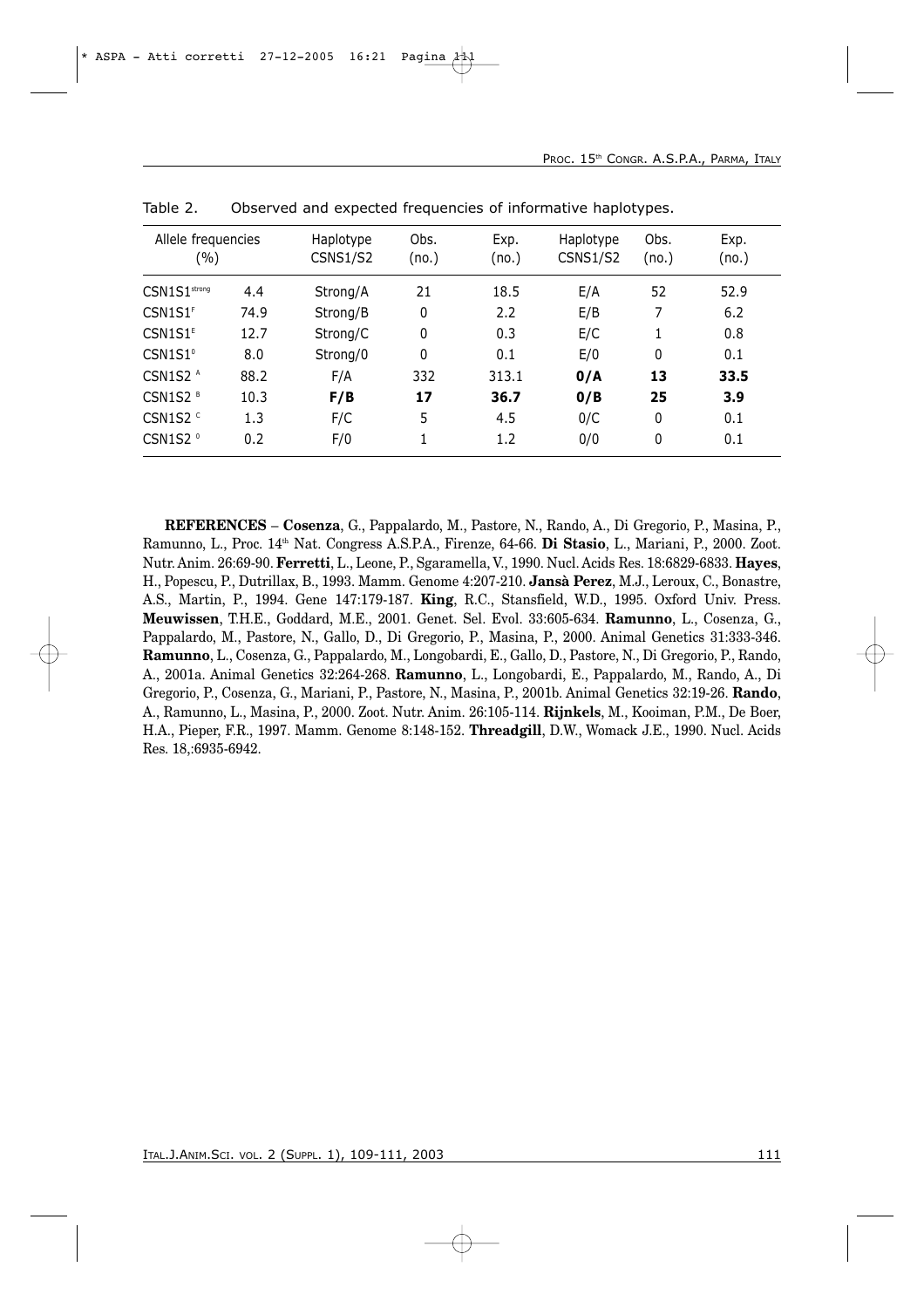Table 2. Observed and expected frequencies of informative haplotypes.

| Allele frequencies (%) | | Haplotype CSN1S1/S2 | Obs. (no.) | Exp. (no.) | Haplotype CSN1S1/S2 | Obs. (no.) | Exp. (no.) |
|---|---|---|---|---|---|---|---|
| CSN1S1$^{strong}$ | 4.4 | Strong/A | 21 | 18.5 | E/A | 52 | 52.9 |
| CSN1S1$^{F}$ | 74.9 | Strong/B | 0 | 2.2 | E/B | 7 | 6.2 |
| CSN1S1$^{E}$ | 12.7 | Strong/C | 0 | 0.3 | E/C | 1 | 0.8 |
| CSN1S1$^{0}$ | 8.0 | Strong/0 | 0 | 0.1 | E/0 | 0 | 0.1 |
| CSN1S2 $^{A}$ | 88.2 | F/A | 332 | 313.1 | **0/A** | **13** | **33.5** |
| CSN1S2 $^{B}$ | 10.3 | **F/B** | **17** | **36.7** | **0/B** | **25** | **3.9** |
| CSN1S2 $^{C}$ | 1.3 | F/C | 5 | 4.5 | 0/C | 0 | 0.1 |
| CSN1S2 $^{0}$ | 0.2 | F/0 | 1 | 1.2 | 0/0 | 0 | 0.1 |

**REFERENCES** – **Cosenza**, G., Pappalardo, M., Pastore, N., Rando, A., Di Gregorio, P., Masina, P., Ramunno, L., Proc. 14th Nat. Congress A.S.P.A., Firenze, 64-66. **Di Stasio**, L., Mariani, P., 2000. Zoot. Nutr. Anim. 26:69-90. **Ferretti**, L., Leone, P., Sgaramella, V., 1990. Nucl. Acids Res. 18:6829-6833. **Hayes**, H., Popescu, P., Dutrillax, B., 1993. Mamm. Genome 4:207-210. **Jansà Perez**, M.J., Leroux, C., Bonastre, A.S., Martin, P., 1994. Gene 147:179-187. **King**, R.C., Stansfield, W.D., 1995. Oxford Univ. Press. **Meuwissen**, T.H.E., Goddard, M.E., 2001. Genet. Sel. Evol. 33:605-634. **Ramunno**, L., Cosenza, G., Pappalardo, M., Pastore, N., Gallo, D., Di Gregorio, P., Masina, P., 2000. Animal Genetics 31:333-346. **Ramunno**, L., Cosenza, G., Pappalardo, M., Longobardi, E., Gallo, D., Pastore, N., Di Gregorio, P., Rando, A., 2001a. Animal Genetics 32:264-268. **Ramunno**, L., Longobardi, E., Pappalardo, M., Rando, A., Di Gregorio, P., Cosenza, G., Mariani, P., Pastore, N., Masina, P., 2001b. Animal Genetics 32:19-26. **Rando**, A., Ramunno, L., Masina, P., 2000. Zoot. Nutr. Anim. 26:105-114. **Rijnkels**, M., Kooiman, P.M., De Boer, H.A., Pieper, F.R., 1997. Mamm. Genome 8:148-152. **Threadgill**, D.W., Womack J.E., 1990. Nucl. Acids Res. 18,:6935-6942.